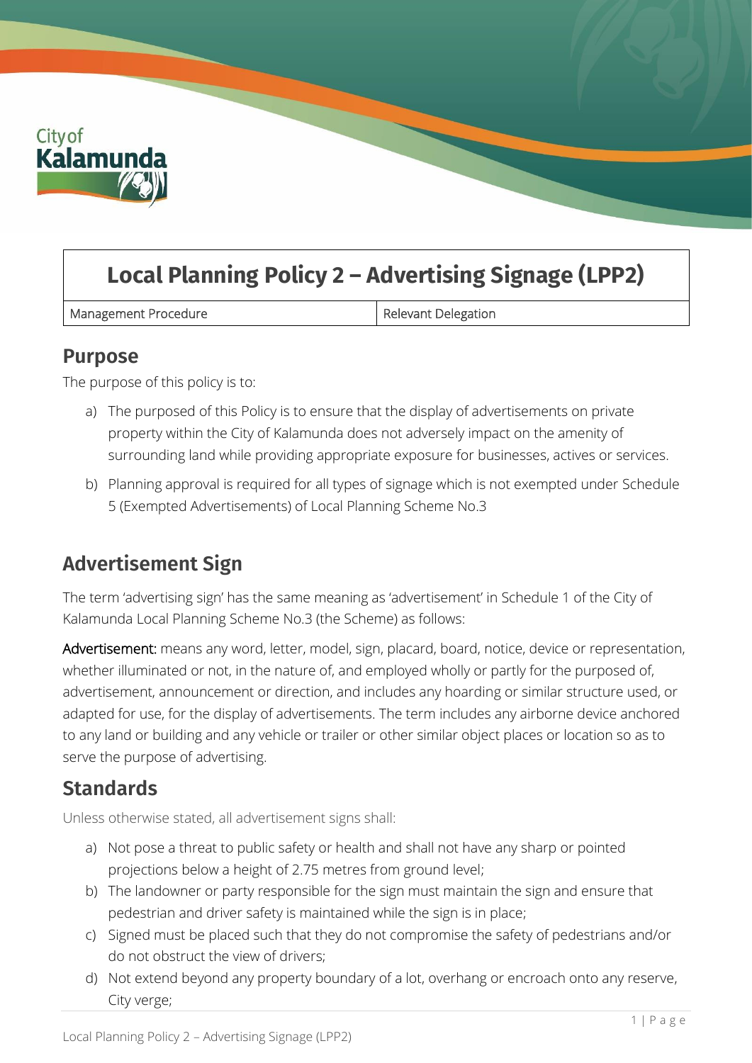# Local Planning Policy 2 – Advertising Signage (LPP2)

| Management Procedure | Relevant Delegation |
| --- | --- |

## Purpose

The purpose of this policy is to:

a) The purposed of this Policy is to ensure that the display of advertisements on private property within the City of Kalamunda does not adversely impact on the amenity of surrounding land while providing appropriate exposure for businesses, actives or services.

b) Planning approval is required for all types of signage which is not exempted under Schedule 5 (Exempted Advertisements) of Local Planning Scheme No.3

## Advertisement Sign

The term 'advertising sign' has the same meaning as 'advertisement' in Schedule 1 of the City of Kalamunda Local Planning Scheme No.3 (the Scheme) as follows:

Advertisement: means any word, letter, model, sign, placard, board, notice, device or representation, whether illuminated or not, in the nature of, and employed wholly or partly for the purposed of, advertisement, announcement or direction, and includes any hoarding or similar structure used, or adapted for use, for the display of advertisements. The term includes any airborne device anchored to any land or building and any vehicle or trailer or other similar object places or location so as to serve the purpose of advertising.

## Standards

Unless otherwise stated, all advertisement signs shall:

a) Not pose a threat to public safety or health and shall not have any sharp or pointed projections below a height of 2.75 metres from ground level;

b) The landowner or party responsible for the sign must maintain the sign and ensure that pedestrian and driver safety is maintained while the sign is in place;

c) Signed must be placed such that they do not compromise the safety of pedestrians and/or do not obstruct the view of drivers;

d) Not extend beyond any property boundary of a lot, overhang or encroach onto any reserve, City verge;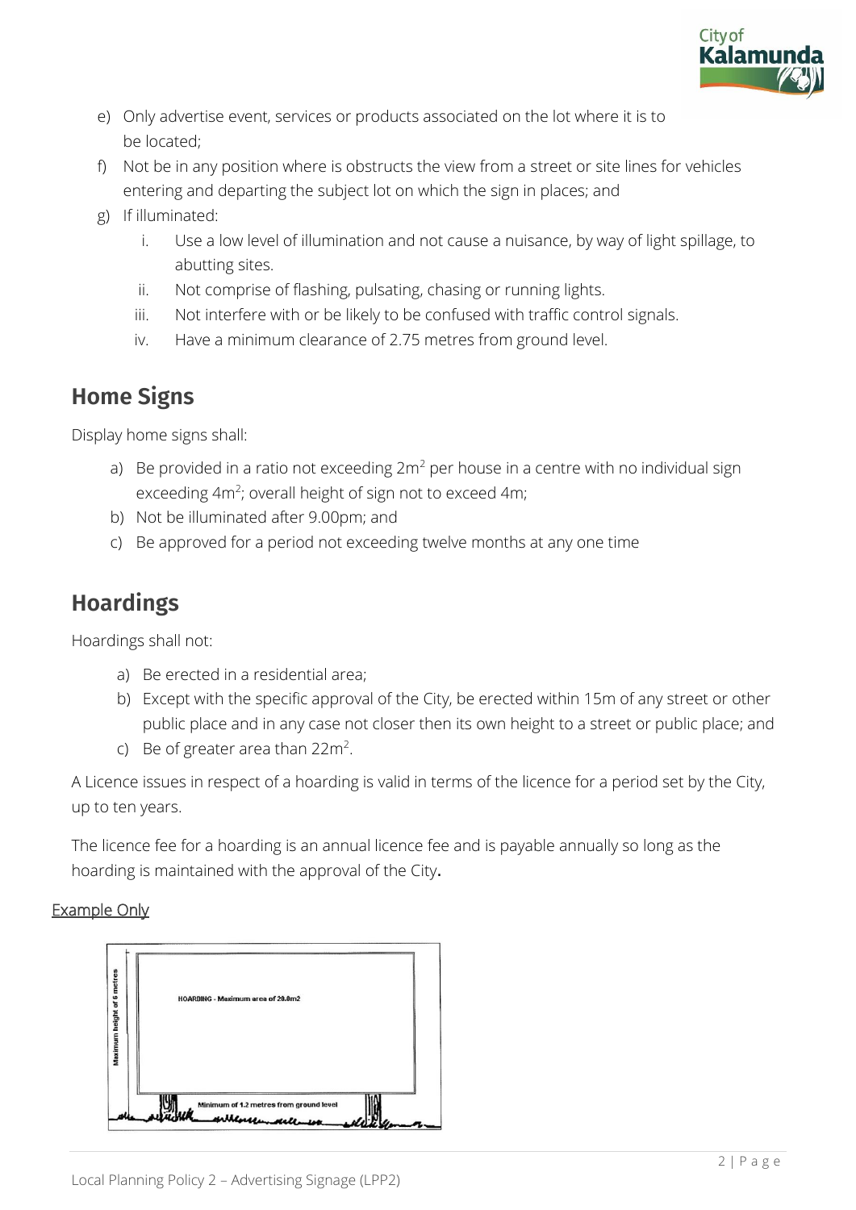e) Only advertise event, services or products associated on the lot where it is to be located;
f) Not be in any position where is obstructs the view from a street or site lines for vehicles entering and departing the subject lot on which the sign in places; and
g) If illuminated:
   i. Use a low level of illumination and not cause a nuisance, by way of light spillage, to abutting sites.
   ii. Not comprise of flashing, pulsating, chasing or running lights.
   iii. Not interfere with or be likely to be confused with traffic control signals.
   iv. Have a minimum clearance of 2.75 metres from ground level.

## Home Signs

Display home signs shall:

a) Be provided in a ratio not exceeding 2m[2] per house in a centre with no individual sign exceeding 4m[2]; overall height of sign not to exceed 4m;
b) Not be illuminated after 9.00pm; and
c) Be approved for a period not exceeding twelve months at any one time

## Hoardings

Hoardings shall not:

a) Be erected in a residential area;
b) Except with the specific approval of the City, be erected within 15m of any street or other public place and in any case not closer then its own height to a street or public place; and
c) Be of greater area than 22m[2].

A Licence issues in respect of a hoarding is valid in terms of the licence for a period set by the City, up to ten years.

The licence fee for a hoarding is an annual licence fee and is payable annually so long as the hoarding is maintained with the approval of the City.

Example Only

HOARDING - Maximum area of 20.0m2

Maximum height of 6 metres

Minimum of 1.2 metres from ground level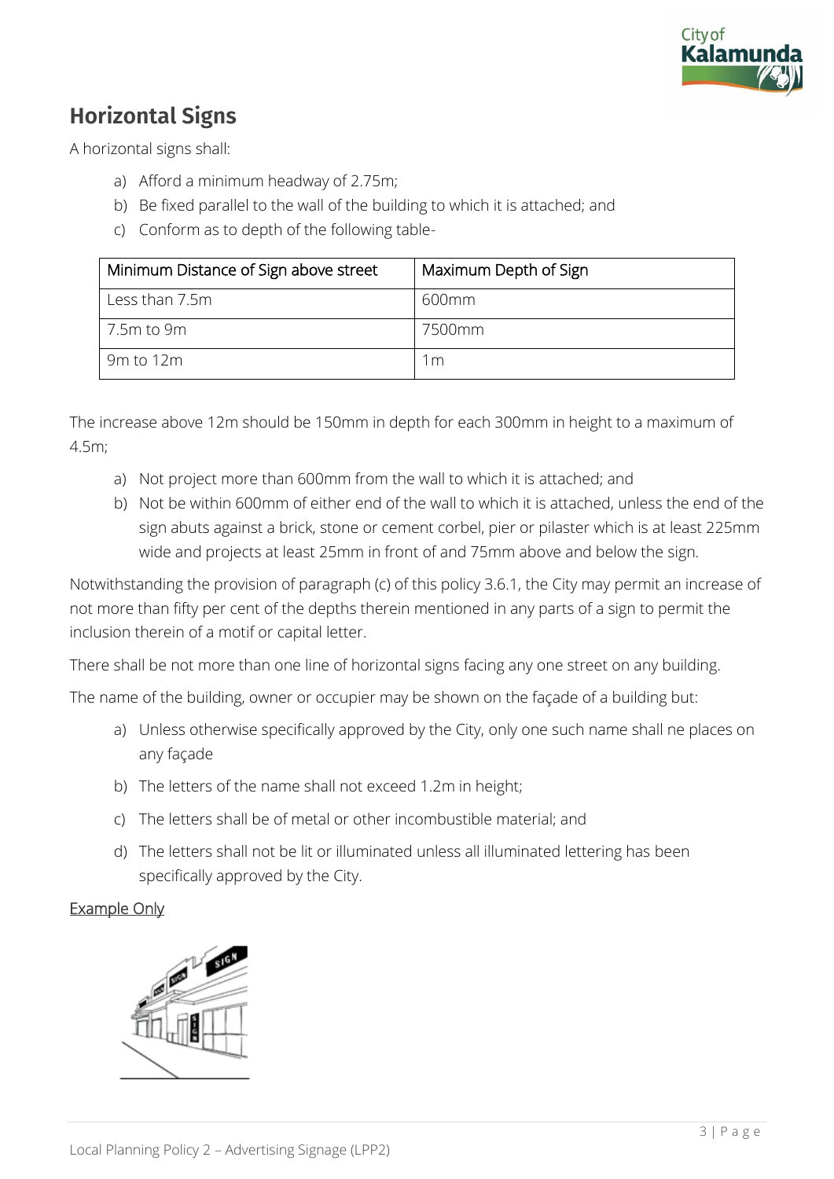## Horizontal Signs

A horizontal signs shall:

a) Afford a minimum headway of 2.75m;
b) Be fixed parallel to the wall of the building to which it is attached; and
c) Conform as to depth of the following table-

| Minimum Distance of Sign above street | Maximum Depth of Sign |
|---|---|
| Less than 7.5m | 600mm |
| 7.5m to 9m | 7500mm |
| 9m to 12m | 1m |

The increase above 12m should be 150mm in depth for each 300mm in height to a maximum of 4.5m;

a) Not project more than 600mm from the wall to which it is attached; and
b) Not be within 600mm of either end of the wall to which it is attached, unless the end of the sign abuts against a brick, stone or cement corbel, pier or pilaster which is at least 225mm wide and projects at least 25mm in front of and 75mm above and below the sign.

Notwithstanding the provision of paragraph (c) of this policy 3.6.1, the City may permit an increase of not more than fifty per cent of the depths therein mentioned in any parts of a sign to permit the inclusion therein of a motif or capital letter.

There shall be not more than one line of horizontal signs facing any one street on any building.

The name of the building, owner or occupier may be shown on the façade of a building but:

a) Unless otherwise specifically approved by the City, only one such name shall ne places on any façade
b) The letters of the name shall not exceed 1.2m in height;
c) The letters shall be of metal or other incombustible material; and
d) The letters shall not be lit or illuminated unless all illuminated lettering has been specifically approved by the City.

<u>Example Only</u>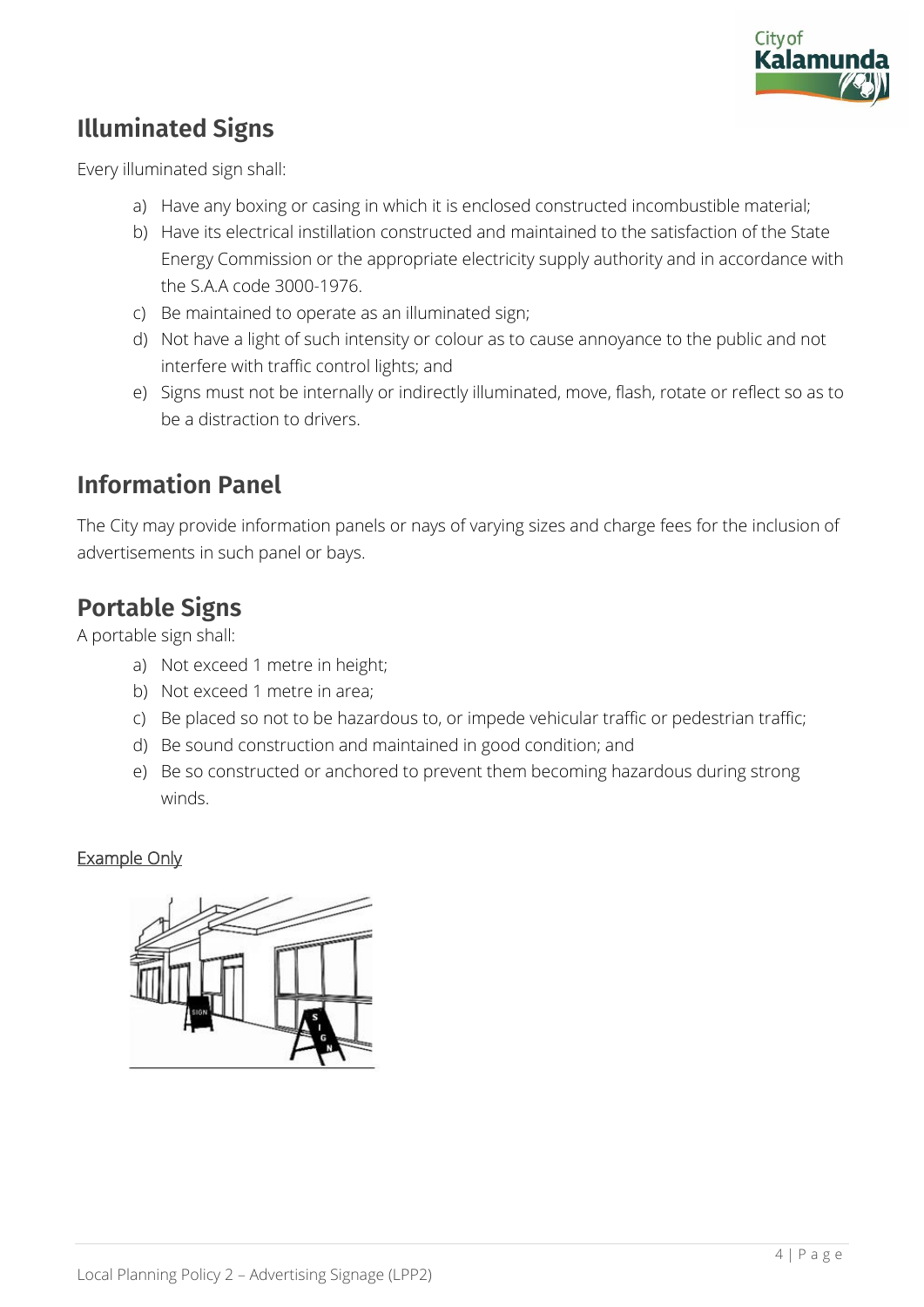## Illuminated Signs

Every illuminated sign shall:

a) Have any boxing or casing in which it is enclosed constructed incombustible material;
b) Have its electrical instillation constructed and maintained to the satisfaction of the State Energy Commission or the appropriate electricity supply authority and in accordance with the S.A.A code 3000-1976.
c) Be maintained to operate as an illuminated sign;
d) Not have a light of such intensity or colour as to cause annoyance to the public and not interfere with traffic control lights; and
e) Signs must not be internally or indirectly illuminated, move, flash, rotate or reflect so as to be a distraction to drivers.

## Information Panel

The City may provide information panels or nays of varying sizes and charge fees for the inclusion of advertisements in such panel or bays.

## Portable Signs

A portable sign shall:

a) Not exceed 1 metre in height;
b) Not exceed 1 metre in area;
c) Be placed so not to be hazardous to, or impede vehicular traffic or pedestrian traffic;
d) Be sound construction and maintained in good condition; and
e) Be so constructed or anchored to prevent them becoming hazardous during strong winds.

Example Only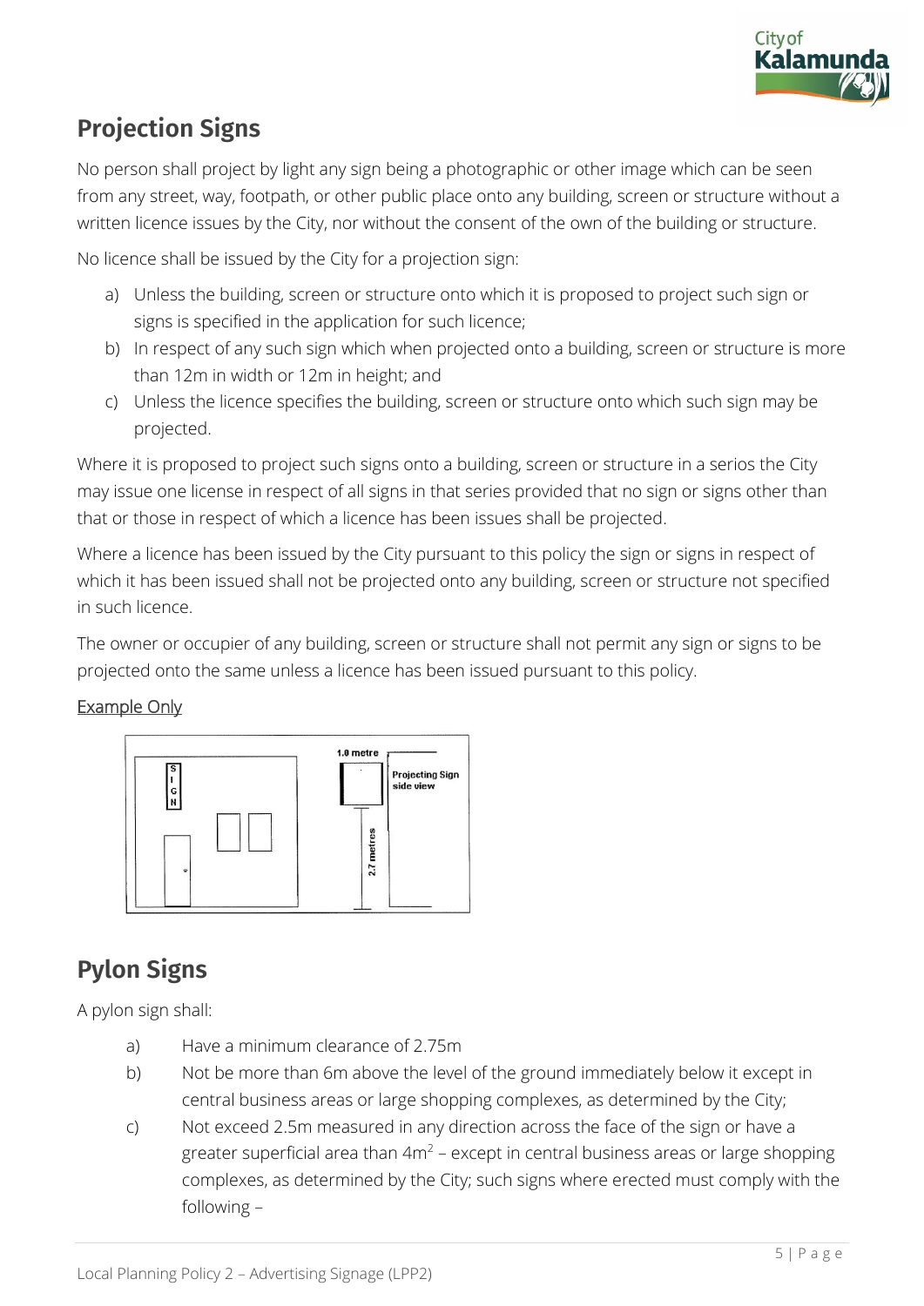## Projection Signs

No person shall project by light any sign being a photographic or other image which can be seen from any street, way, footpath, or other public place onto any building, screen or structure without a written licence issues by the City, nor without the consent of the own of the building or structure.

No licence shall be issued by the City for a projection sign:

a) Unless the building, screen or structure onto which it is proposed to project such sign or signs is specified in the application for such licence;
b) In respect of any such sign which when projected onto a building, screen or structure is more than 12m in width or 12m in height; and
c) Unless the licence specifies the building, screen or structure onto which such sign may be projected.

Where it is proposed to project such signs onto a building, screen or structure in a serios the City may issue one license in respect of all signs in that series provided that no sign or signs other than that or those in respect of which a licence has been issues shall be projected.

Where a licence has been issued by the City pursuant to this policy the sign or signs in respect of which it has been issued shall not be projected onto any building, screen or structure not specified in such licence.

The owner or occupier of any building, screen or structure shall not permit any sign or signs to be projected onto the same unless a licence has been issued pursuant to this policy.

Example Only

## Pylon Signs

A pylon sign shall:

a) Have a minimum clearance of 2.75m
b) Not be more than 6m above the level of the ground immediately below it except in central business areas or large shopping complexes, as determined by the City;
c) Not exceed 2.5m measured in any direction across the face of the sign or have a greater superficial area than $4m^2$ – except in central business areas or large shopping complexes, as determined by the City; such signs where erected must comply with the following –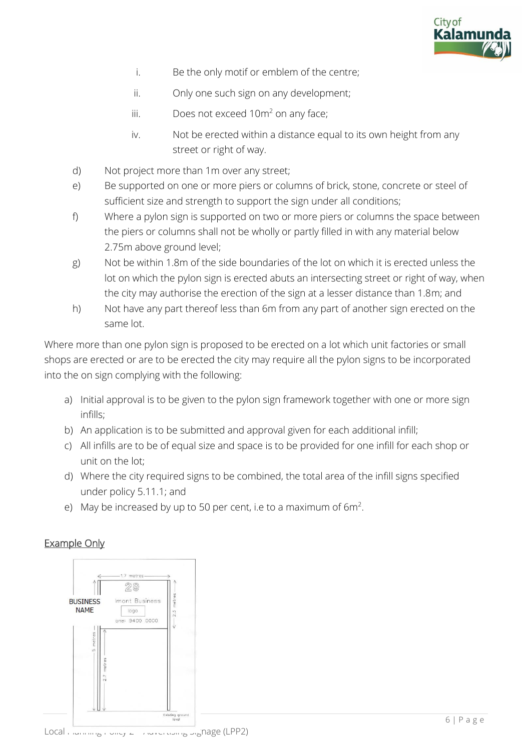i. Be the only motif or emblem of the centre;

ii. Only one such sign on any development;

iii. Does not exceed 10m$^2$ on any face;

iv. Not be erected within a distance equal to its own height from any street or right of way.

d) Not project more than 1m over any street;

e) Be supported on one or more piers or columns of brick, stone, concrete or steel of sufficient size and strength to support the sign under all conditions;

f) Where a pylon sign is supported on two or more piers or columns the space between the piers or columns shall not be wholly or partly filled in with any material below 2.75m above ground level;

g) Not be within 1.8m of the side boundaries of the lot on which it is erected unless the lot on which the pylon sign is erected abuts an intersecting street or right of way, when the city may authorise the erection of the sign at a lesser distance than 1.8m; and

h) Not have any part thereof less than 6m from any part of another sign erected on the same lot.

Where more than one pylon sign is proposed to be erected on a lot which unit factories or small shops are erected or are to be erected the city may require all the pylon signs to be incorporated into the on sign complying with the following:

a) Initial approval is to be given to the pylon sign framework together with one or more sign infills;

b) An application is to be submitted and approval given for each additional infill;

c) All infills are to be of equal size and space is to be provided for one infill for each shop or unit on the lot;

d) Where the city required signs to be combined, the total area of the infill signs specified under policy 5.11.1; and

e) May be increased by up to 50 per cent, i.e to a maximum of 6m$^2$.

<u>Example Only</u>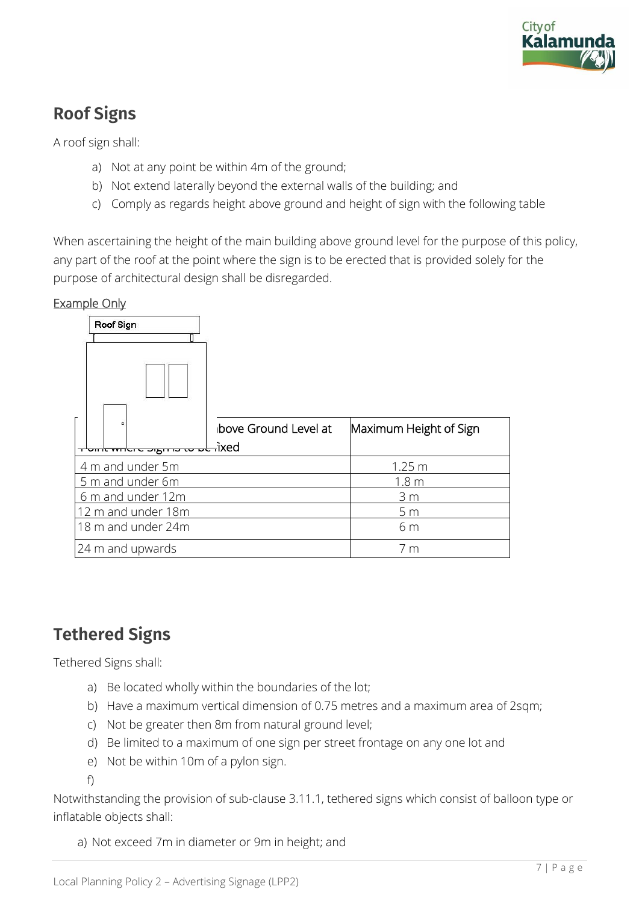## Roof Signs

A roof sign shall:

a) Not at any point be within 4m of the ground;
b) Not extend laterally beyond the external walls of the building; and
c) Comply as regards height above ground and height of sign with the following table

When ascertaining the height of the main building above ground level for the purpose of this policy, any part of the roof at the point where the sign is to be erected that is provided solely for the purpose of architectural design shall be disregarded.

Example Only

Roof Sign

| Height of Building above Ground Level at Point where Sign is to be fixed | Maximum Height of Sign |
|---|---|
| 4 m and under 5m | 1.25 m |
| 5 m and under 6m | 1.8 m |
| 6 m and under 12m | 3 m |
| 12 m and under 18m | 5 m |
| 18 m and under 24m | 6 m |
| 24 m and upwards | 7 m |

## Tethered Signs

Tethered Signs shall:

a) Be located wholly within the boundaries of the lot;
b) Have a maximum vertical dimension of 0.75 metres and a maximum area of 2sqm;
c) Not be greater then 8m from natural ground level;
d) Be limited to a maximum of one sign per street frontage on any one lot and
e) Not be within 10m of a pylon sign.
f)

Notwithstanding the provision of sub-clause 3.11.1, tethered signs which consist of balloon type or inflatable objects shall:

a) Not exceed 7m in diameter or 9m in height; and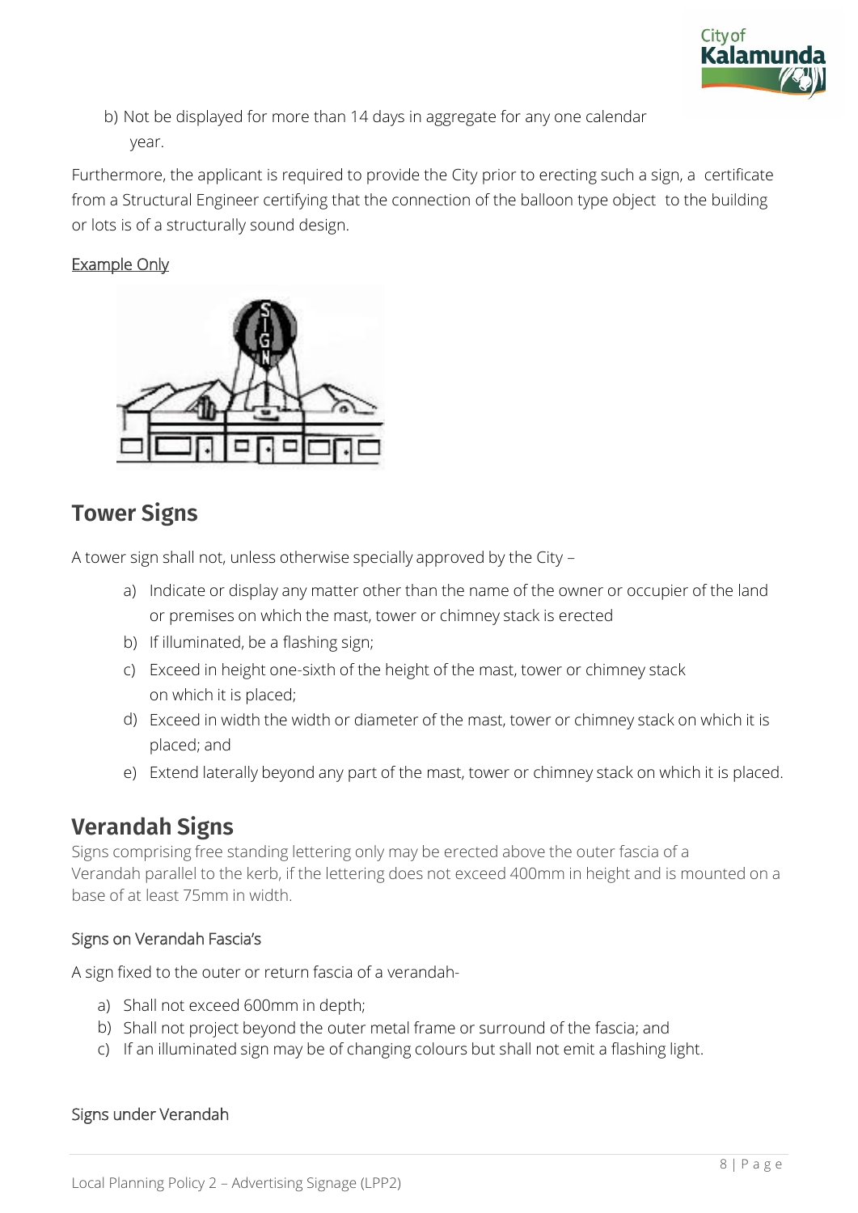b) Not be displayed for more than 14 days in aggregate for any one calendar year.

Furthermore, the applicant is required to provide the City prior to erecting such a sign, a certificate from a Structural Engineer certifying that the connection of the balloon type object to the building or lots is of a structurally sound design.

Example Only

## Tower Signs

A tower sign shall not, unless otherwise specially approved by the City –

a) Indicate or display any matter other than the name of the owner or occupier of the land or premises on which the mast, tower or chimney stack is erected
b) If illuminated, be a flashing sign;
c) Exceed in height one-sixth of the height of the mast, tower or chimney stack on which it is placed;
d) Exceed in width the width or diameter of the mast, tower or chimney stack on which it is placed; and
e) Extend laterally beyond any part of the mast, tower or chimney stack on which it is placed.

## Verandah Signs

Signs comprising free standing lettering only may be erected above the outer fascia of a Verandah parallel to the kerb, if the lettering does not exceed 400mm in height and is mounted on a base of at least 75mm in width.

### Signs on Verandah Fascia's

A sign fixed to the outer or return fascia of a verandah-

a) Shall not exceed 600mm in depth;
b) Shall not project beyond the outer metal frame or surround of the fascia; and
c) If an illuminated sign may be of changing colours but shall not emit a flashing light.

### Signs under Verandah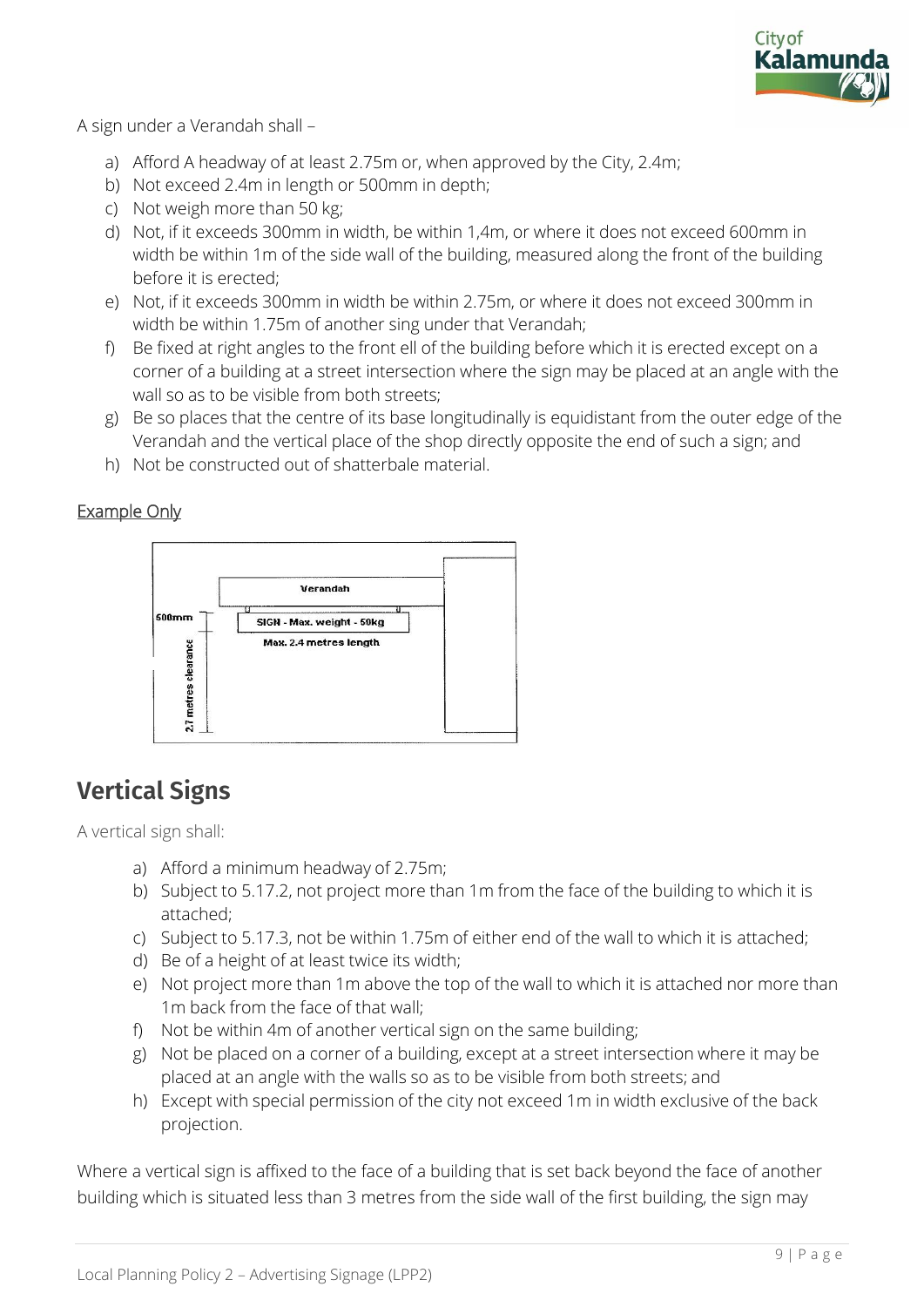A sign under a Verandah shall –

a) Afford A headway of at least 2.75m or, when approved by the City, 2.4m;
b) Not exceed 2.4m in length or 500mm in depth;
c) Not weigh more than 50 kg;
d) Not, if it exceeds 300mm in width, be within 1,4m, or where it does not exceed 600mm in width be within 1m of the side wall of the building, measured along the front of the building before it is erected;
e) Not, if it exceeds 300mm in width be within 2.75m, or where it does not exceed 300mm in width be within 1.75m of another sing under that Verandah;
f) Be fixed at right angles to the front ell of the building before which it is erected except on a corner of a building at a street intersection where the sign may be placed at an angle with the wall so as to be visible from both streets;
g) Be so places that the centre of its base longitudinally is equidistant from the outer edge of the Verandah and the vertical place of the shop directly opposite the end of such a sign; and
h) Not be constructed out of shatterbale material.

Example Only

## Vertical Signs

A vertical sign shall:

a) Afford a minimum headway of 2.75m;
b) Subject to 5.17.2, not project more than 1m from the face of the building to which it is attached;
c) Subject to 5.17.3, not be within 1.75m of either end of the wall to which it is attached;
d) Be of a height of at least twice its width;
e) Not project more than 1m above the top of the wall to which it is attached nor more than 1m back from the face of that wall;
f) Not be within 4m of another vertical sign on the same building;
g) Not be placed on a corner of a building, except at a street intersection where it may be placed at an angle with the walls so as to be visible from both streets; and
h) Except with special permission of the city not exceed 1m in width exclusive of the back projection.

Where a vertical sign is affixed to the face of a building that is set back beyond the face of another building which is situated less than 3 metres from the side wall of the first building, the sign may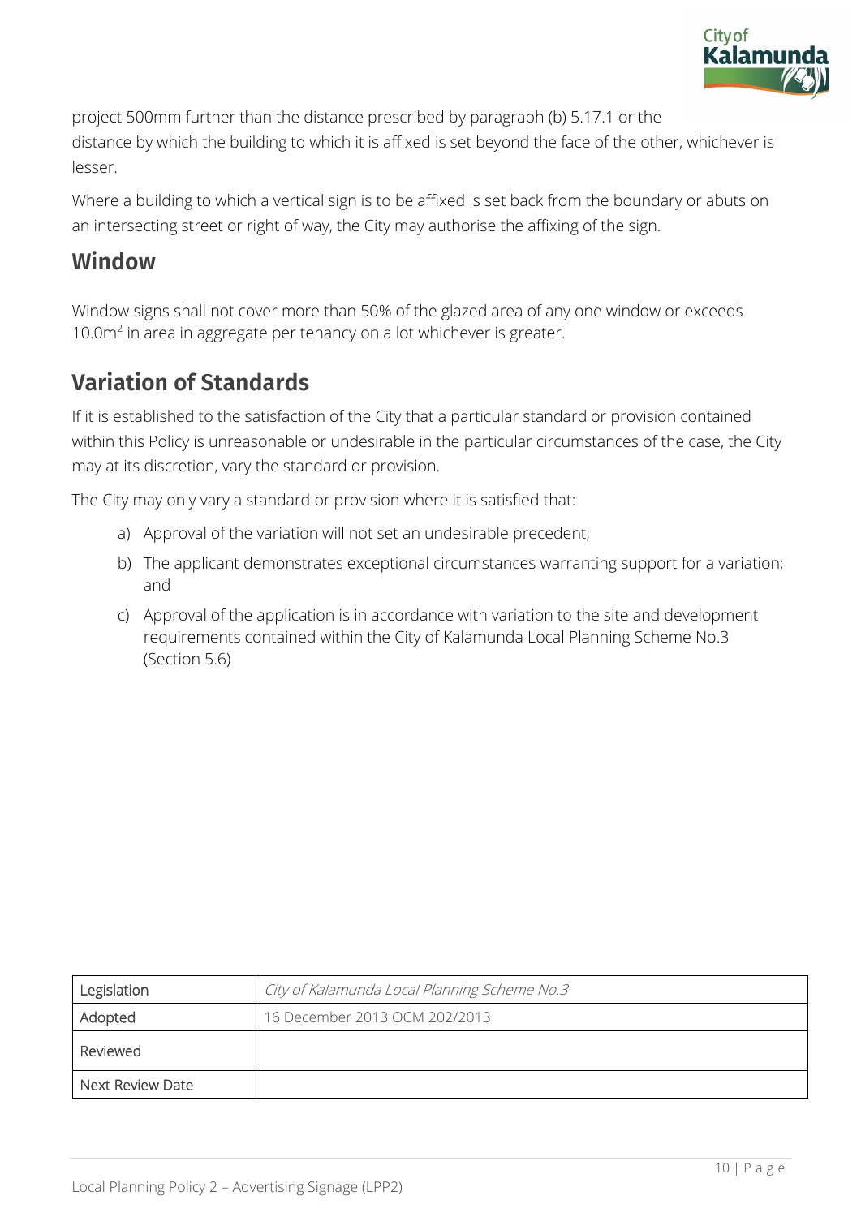project 500mm further than the distance prescribed by paragraph (b) 5.17.1 or the distance by which the building to which it is affixed is set beyond the face of the other, whichever is lesser.

Where a building to which a vertical sign is to be affixed is set back from the boundary or abuts on an intersecting street or right of way, the City may authorise the affixing of the sign.

## Window

Window signs shall not cover more than 50% of the glazed area of any one window or exceeds 10.0m$^2$ in area in aggregate per tenancy on a lot whichever is greater.

## Variation of Standards

If it is established to the satisfaction of the City that a particular standard or provision contained within this Policy is unreasonable or undesirable in the particular circumstances of the case, the City may at its discretion, vary the standard or provision.

The City may only vary a standard or provision where it is satisfied that:

a) Approval of the variation will not set an undesirable precedent;
b) The applicant demonstrates exceptional circumstances warranting support for a variation; and
c) Approval of the application is in accordance with variation to the site and development requirements contained within the City of Kalamunda Local Planning Scheme No.3 (Section 5.6)

| | |
|---|---|
| Legislation | *City of Kalamunda Local Planning Scheme No.3* |
| Adopted | 16 December 2013 OCM 202/2013 |
| Reviewed | |
| Next Review Date | |